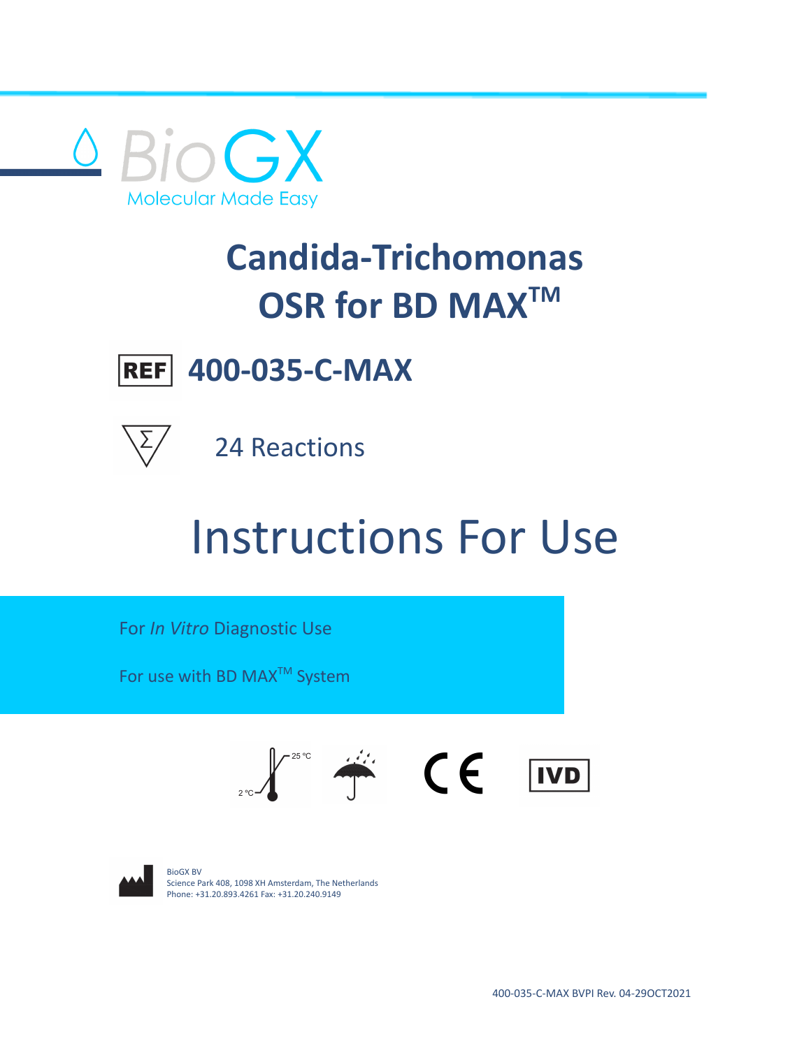BioGX

Molecular Made Easy

# Candida-Trichomonas OSR for BD MAX™

REF **400-035-C-MAX**

24 Reactions

# Instructions For Use

For *In Vitro* Diagnostic Use

For use with BD MAX™ System

2 °C – 25 °C

CE

IVD

BioGX BV
Science Park 408, 1098 XH Amsterdam, The Netherlands
Phone: +31.20.893.4261 Fax: +31.20.240.9149

400-035-C-MAX BVPI Rev. 04-29OCT2021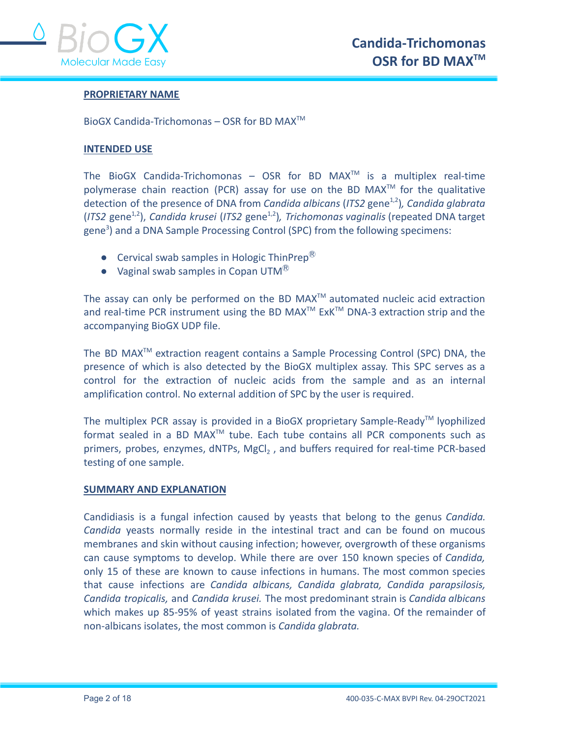## PROPRIETARY NAME

BioGX Candida-Trichomonas – OSR for BD MAX™

## INTENDED USE

The BioGX Candida-Trichomonas – OSR for BD MAX™ is a multiplex real-time polymerase chain reaction (PCR) assay for use on the BD MAX™ for the qualitative detection of the presence of DNA from *Candida albicans* (*ITS2* gene[1,2]), *Candida glabrata* (*ITS2* gene[1,2]), *Candida krusei* (*ITS2* gene[1,2]), *Trichomonas vaginalis* (repeated DNA target gene[3]) and a DNA Sample Processing Control (SPC) from the following specimens:

- Cervical swab samples in Hologic ThinPrep®
- Vaginal swab samples in Copan UTM®

The assay can only be performed on the BD MAX™ automated nucleic acid extraction and real-time PCR instrument using the BD MAX™ ExK™ DNA-3 extraction strip and the accompanying BioGX UDP file.

The BD MAX™ extraction reagent contains a Sample Processing Control (SPC) DNA, the presence of which is also detected by the BioGX multiplex assay. This SPC serves as a control for the extraction of nucleic acids from the sample and as an internal amplification control. No external addition of SPC by the user is required.

The multiplex PCR assay is provided in a BioGX proprietary Sample-Ready™ lyophilized format sealed in a BD MAX™ tube. Each tube contains all PCR components such as primers, probes, enzymes, dNTPs, $MgCl_2$ , and buffers required for real-time PCR-based testing of one sample.

## SUMMARY AND EXPLANATION

Candidiasis is a fungal infection caused by yeasts that belong to the genus *Candida. Candida* yeasts normally reside in the intestinal tract and can be found on mucous membranes and skin without causing infection; however, overgrowth of these organisms can cause symptoms to develop. While there are over 150 known species of *Candida,* only 15 of these are known to cause infections in humans. The most common species that cause infections are *Candida albicans, Candida glabrata, Candida parapsilosis, Candida tropicalis,* and *Candida krusei.* The most predominant strain is *Candida albicans* which makes up 85-95% of yeast strains isolated from the vagina. Of the remainder of non-albicans isolates, the most common is *Candida glabrata.*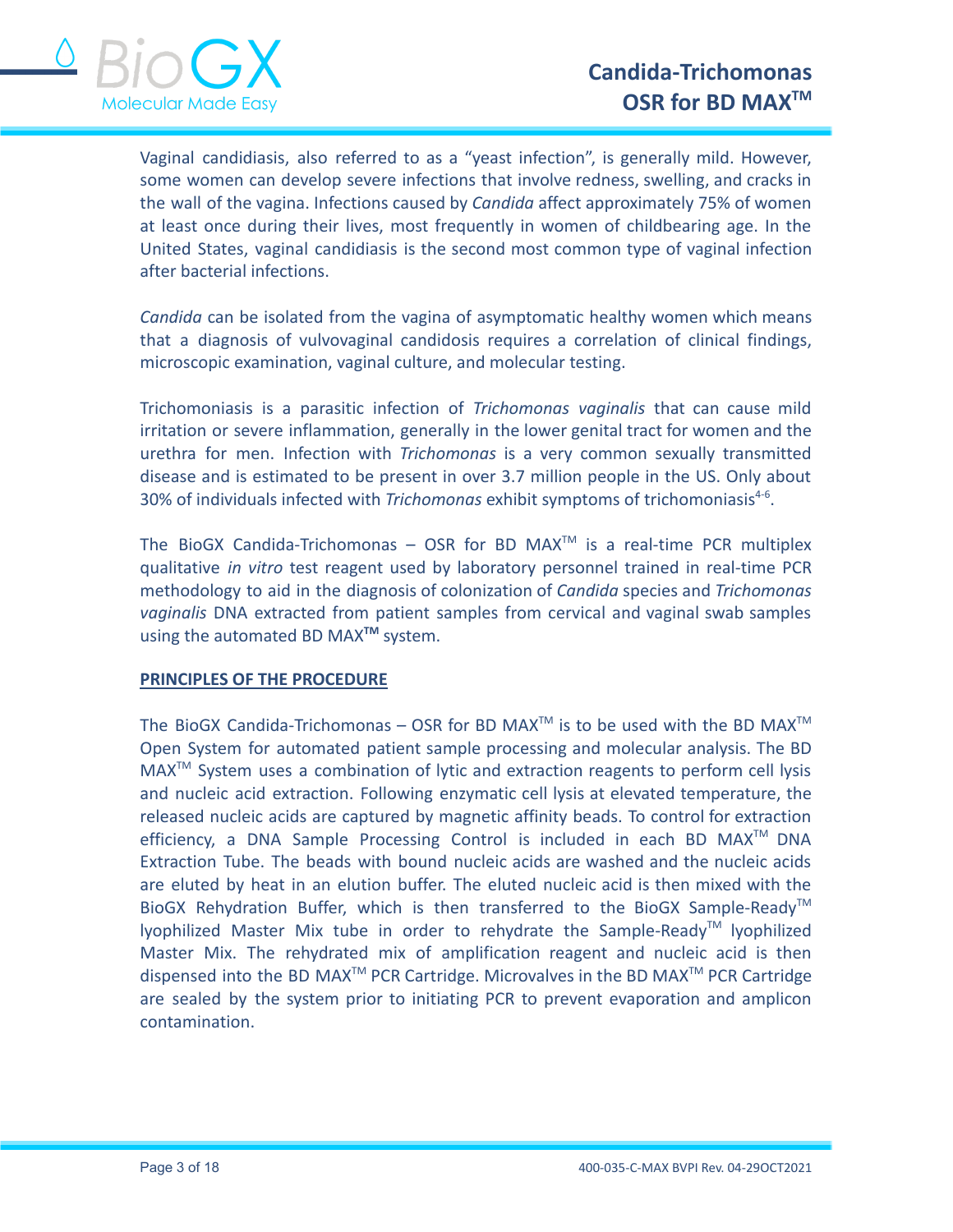Vaginal candidiasis, also referred to as a “yeast infection”, is generally mild. However, some women can develop severe infections that involve redness, swelling, and cracks in the wall of the vagina. Infections caused by *Candida* affect approximately 75% of women at least once during their lives, most frequently in women of childbearing age. In the United States, vaginal candidiasis is the second most common type of vaginal infection after bacterial infections.

*Candida* can be isolated from the vagina of asymptomatic healthy women which means that a diagnosis of vulvovaginal candidosis requires a correlation of clinical findings, microscopic examination, vaginal culture, and molecular testing.

Trichomoniasis is a parasitic infection of *Trichomonas vaginalis* that can cause mild irritation or severe inflammation, generally in the lower genital tract for women and the urethra for men. Infection with *Trichomonas* is a very common sexually transmitted disease and is estimated to be present in over 3.7 million people in the US. Only about 30% of individuals infected with *Trichomonas* exhibit symptoms of trichomoniasis[4-6].

The BioGX Candida-Trichomonas – OSR for BD MAX™ is a real-time PCR multiplex qualitative *in vitro* test reagent used by laboratory personnel trained in real-time PCR methodology to aid in the diagnosis of colonization of *Candida* species and *Trichomonas vaginalis* DNA extracted from patient samples from cervical and vaginal swab samples using the automated BD MAX**™** system.

## PRINCIPLES OF THE PROCEDURE

The BioGX Candida-Trichomonas – OSR for BD MAX™ is to be used with the BD MAX™ Open System for automated patient sample processing and molecular analysis. The BD MAX™ System uses a combination of lytic and extraction reagents to perform cell lysis and nucleic acid extraction. Following enzymatic cell lysis at elevated temperature, the released nucleic acids are captured by magnetic affinity beads. To control for extraction efficiency, a DNA Sample Processing Control is included in each BD MAX™ DNA Extraction Tube. The beads with bound nucleic acids are washed and the nucleic acids are eluted by heat in an elution buffer. The eluted nucleic acid is then mixed with the BioGX Rehydration Buffer, which is then transferred to the BioGX Sample-Ready™ lyophilized Master Mix tube in order to rehydrate the Sample-Ready™ lyophilized Master Mix. The rehydrated mix of amplification reagent and nucleic acid is then dispensed into the BD MAX™ PCR Cartridge. Microvalves in the BD MAX™ PCR Cartridge are sealed by the system prior to initiating PCR to prevent evaporation and amplicon contamination.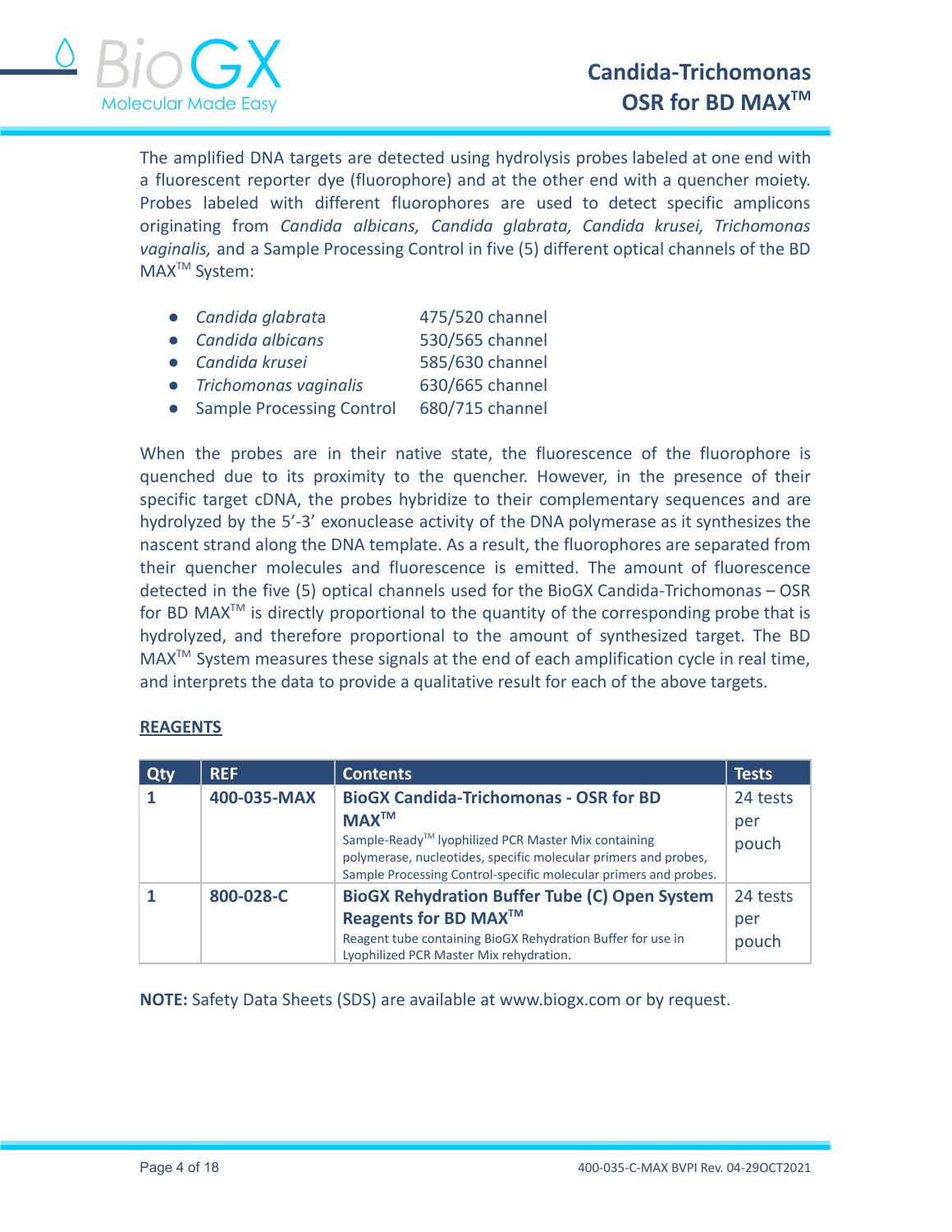The amplified DNA targets are detected using hydrolysis probes labeled at one end with a fluorescent reporter dye (fluorophore) and at the other end with a quencher moiety. Probes labeled with different fluorophores are used to detect specific amplicons originating from *Candida albicans, Candida glabrata, Candida krusei, Trichomonas vaginalis,* and a Sample Processing Control in five (5) different optical channels of the BD MAX™ System:

- *Candida glabrata* 475/520 channel
- *Candida albicans* 530/565 channel
- *Candida krusei* 585/630 channel
- *Trichomonas vaginalis* 630/665 channel
- Sample Processing Control 680/715 channel

When the probes are in their native state, the fluorescence of the fluorophore is quenched due to its proximity to the quencher. However, in the presence of their specific target cDNA, the probes hybridize to their complementary sequences and are hydrolyzed by the 5'-3' exonuclease activity of the DNA polymerase as it synthesizes the nascent strand along the DNA template. As a result, the fluorophores are separated from their quencher molecules and fluorescence is emitted. The amount of fluorescence detected in the five (5) optical channels used for the BioGX Candida-Trichomonas – OSR for BD MAX™ is directly proportional to the quantity of the corresponding probe that is hydrolyzed, and therefore proportional to the amount of synthesized target. The BD MAX™ System measures these signals at the end of each amplification cycle in real time, and interprets the data to provide a qualitative result for each of the above targets.

## REAGENTS

| Qty | REF | Contents | Tests |
|---|---|---|---|
| 1 | 400-035-MAX | **BioGX Candida-Trichomonas - OSR for BD MAX™** Sample-Ready™ lyophilized PCR Master Mix containing polymerase, nucleotides, specific molecular primers and probes, Sample Processing Control-specific molecular primers and probes. | 24 tests per pouch |
| 1 | 800-028-C | **BioGX Rehydration Buffer Tube (C) Open System Reagents for BD MAX™** Reagent tube containing BioGX Rehydration Buffer for use in Lyophilized PCR Master Mix rehydration. | 24 tests per pouch |

**NOTE:** Safety Data Sheets (SDS) are available at www.biogx.com or by request.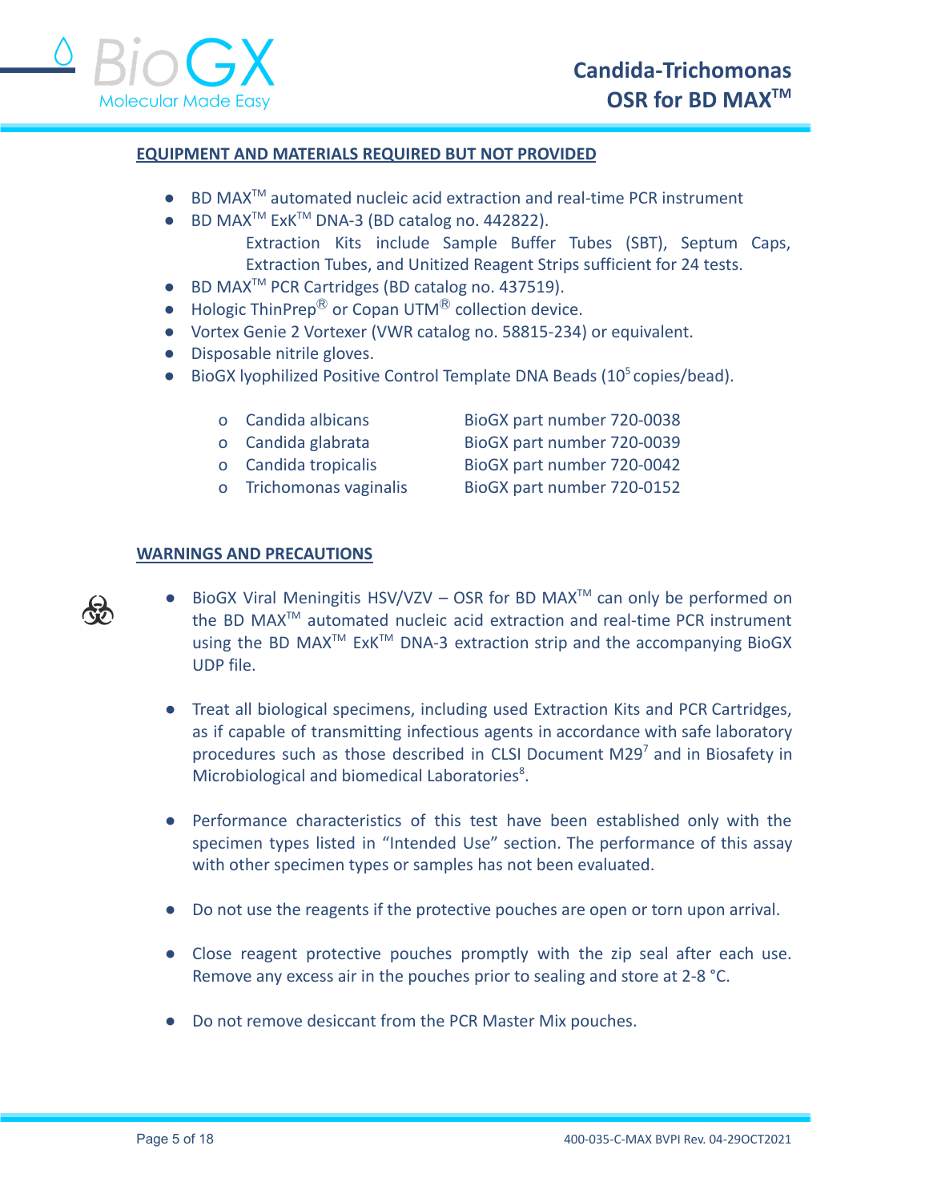## EQUIPMENT AND MATERIALS REQUIRED BUT NOT PROVIDED

- BD MAX™ automated nucleic acid extraction and real-time PCR instrument
- BD MAX™ ExK™ DNA-3 (BD catalog no. 442822).
  Extraction Kits include Sample Buffer Tubes (SBT), Septum Caps, Extraction Tubes, and Unitized Reagent Strips sufficient for 24 tests.
- BD MAX™ PCR Cartridges (BD catalog no. 437519).
- Hologic ThinPrep® or Copan UTM® collection device.
- Vortex Genie 2 Vortexer (VWR catalog no. 58815-234) or equivalent.
- Disposable nitrile gloves.
- BioGX lyophilized Positive Control Template DNA Beads ($10^5$ copies/bead).
  - Candida albicans — BioGX part number 720-0038
  - Candida glabrata — BioGX part number 720-0039
  - Candida tropicalis — BioGX part number 720-0042
  - Trichomonas vaginalis — BioGX part number 720-0152

## WARNINGS AND PRECAUTIONS

- BioGX Viral Meningitis HSV/VZV – OSR for BD MAX™ can only be performed on the BD MAX™ automated nucleic acid extraction and real-time PCR instrument using the BD MAX™ ExK™ DNA-3 extraction strip and the accompanying BioGX UDP file.
- Treat all biological specimens, including used Extraction Kits and PCR Cartridges, as if capable of transmitting infectious agents in accordance with safe laboratory procedures such as those described in CLSI Document M29[7] and in Biosafety in Microbiological and biomedical Laboratories[8].
- Performance characteristics of this test have been established only with the specimen types listed in "Intended Use" section. The performance of this assay with other specimen types or samples has not been evaluated.
- Do not use the reagents if the protective pouches are open or torn upon arrival.
- Close reagent protective pouches promptly with the zip seal after each use. Remove any excess air in the pouches prior to sealing and store at 2-8 °C.
- Do not remove desiccant from the PCR Master Mix pouches.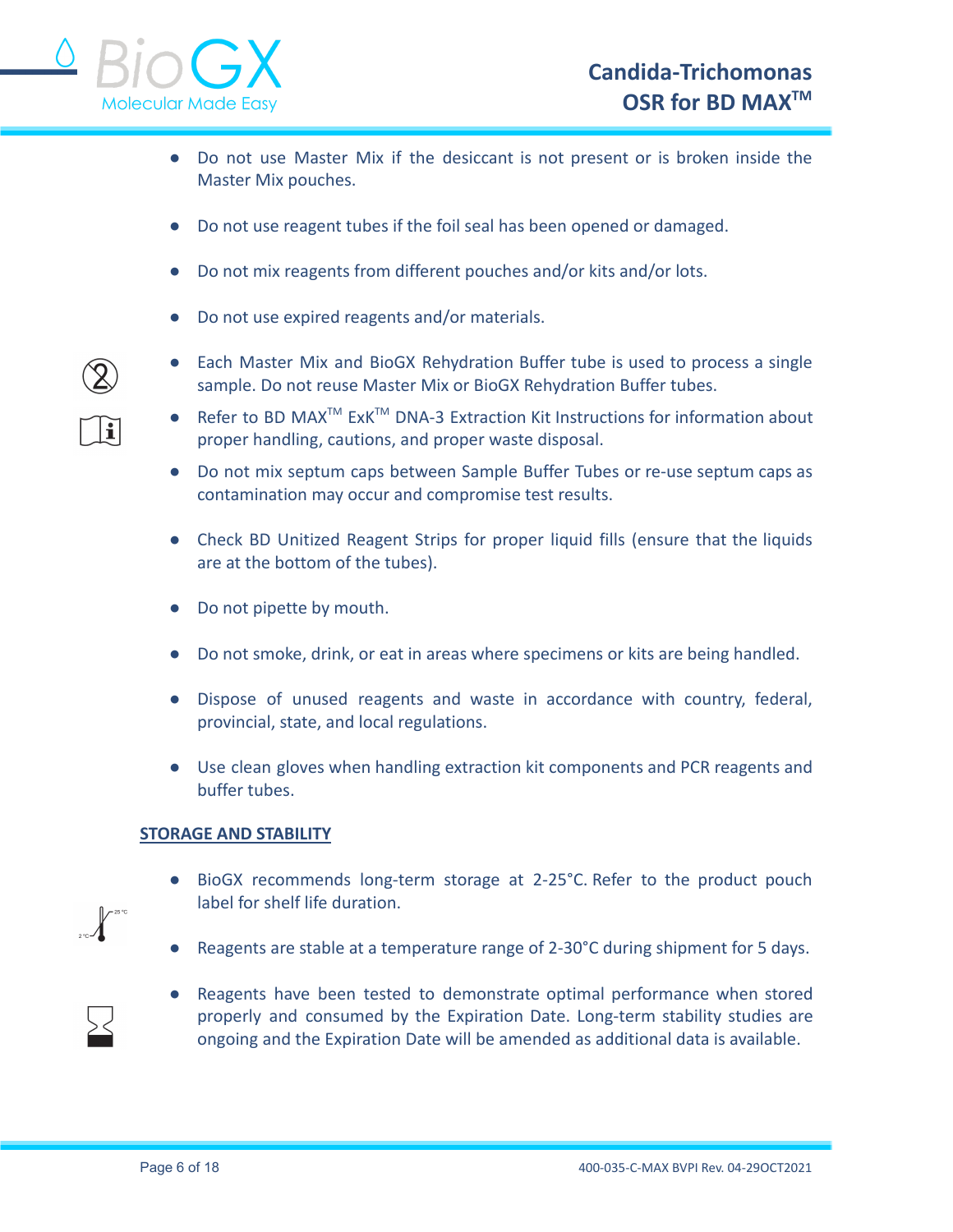- Do not use Master Mix if the desiccant is not present or is broken inside the Master Mix pouches.
- Do not use reagent tubes if the foil seal has been opened or damaged.
- Do not mix reagents from different pouches and/or kits and/or lots.
- Do not use expired reagents and/or materials.
- Each Master Mix and BioGX Rehydration Buffer tube is used to process a single sample. Do not reuse Master Mix or BioGX Rehydration Buffer tubes.
- Refer to BD MAX™ ExK™ DNA-3 Extraction Kit Instructions for information about proper handling, cautions, and proper waste disposal.
- Do not mix septum caps between Sample Buffer Tubes or re-use septum caps as contamination may occur and compromise test results.
- Check BD Unitized Reagent Strips for proper liquid fills (ensure that the liquids are at the bottom of the tubes).
- Do not pipette by mouth.
- Do not smoke, drink, or eat in areas where specimens or kits are being handled.
- Dispose of unused reagents and waste in accordance with country, federal, provincial, state, and local regulations.
- Use clean gloves when handling extraction kit components and PCR reagents and buffer tubes.

## STORAGE AND STABILITY

- BioGX recommends long-term storage at 2-25°C. Refer to the product pouch label for shelf life duration.
- Reagents are stable at a temperature range of 2-30°C during shipment for 5 days.
- Reagents have been tested to demonstrate optimal performance when stored properly and consumed by the Expiration Date. Long-term stability studies are ongoing and the Expiration Date will be amended as additional data is available.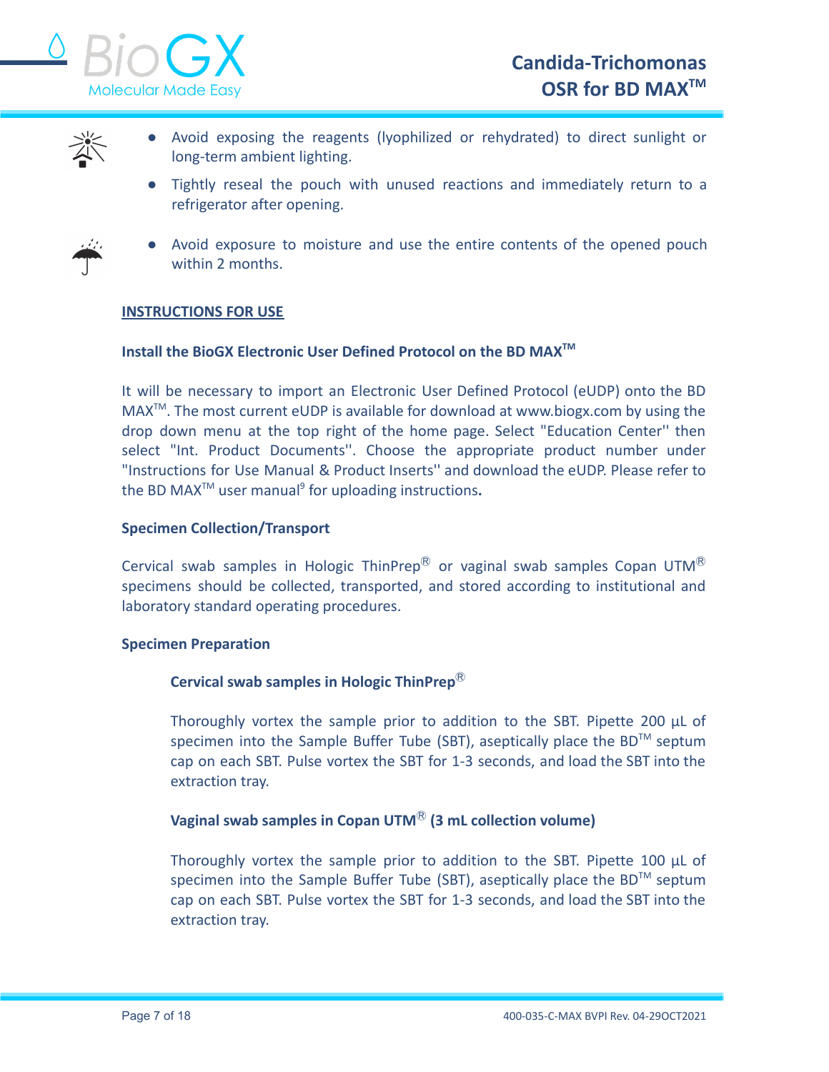- Avoid exposing the reagents (lyophilized or rehydrated) to direct sunlight or long-term ambient lighting.
- Tightly reseal the pouch with unused reactions and immediately return to a refrigerator after opening.
- Avoid exposure to moisture and use the entire contents of the opened pouch within 2 months.

## INSTRUCTIONS FOR USE

### Install the BioGX Electronic User Defined Protocol on the BD MAX™

It will be necessary to import an Electronic User Defined Protocol (eUDP) onto the BD MAX™. The most current eUDP is available for download at www.biogx.com by using the drop down menu at the top right of the home page. Select "Education Center" then select "Int. Product Documents". Choose the appropriate product number under "Instructions for Use Manual & Product Inserts" and download the eUDP. Please refer to the BD MAX™ user manual[9] for uploading instructions**.**

### Specimen Collection/Transport

Cervical swab samples in Hologic ThinPrep® or vaginal swab samples Copan UTM® specimens should be collected, transported, and stored according to institutional and laboratory standard operating procedures.

### Specimen Preparation

#### Cervical swab samples in Hologic ThinPrep®

Thoroughly vortex the sample prior to addition to the SBT. Pipette 200 µL of specimen into the Sample Buffer Tube (SBT), aseptically place the BD™ septum cap on each SBT. Pulse vortex the SBT for 1-3 seconds, and load the SBT into the extraction tray.

#### Vaginal swab samples in Copan UTM® (3 mL collection volume)

Thoroughly vortex the sample prior to addition to the SBT. Pipette 100 µL of specimen into the Sample Buffer Tube (SBT), aseptically place the BD™ septum cap on each SBT. Pulse vortex the SBT for 1-3 seconds, and load the SBT into the extraction tray.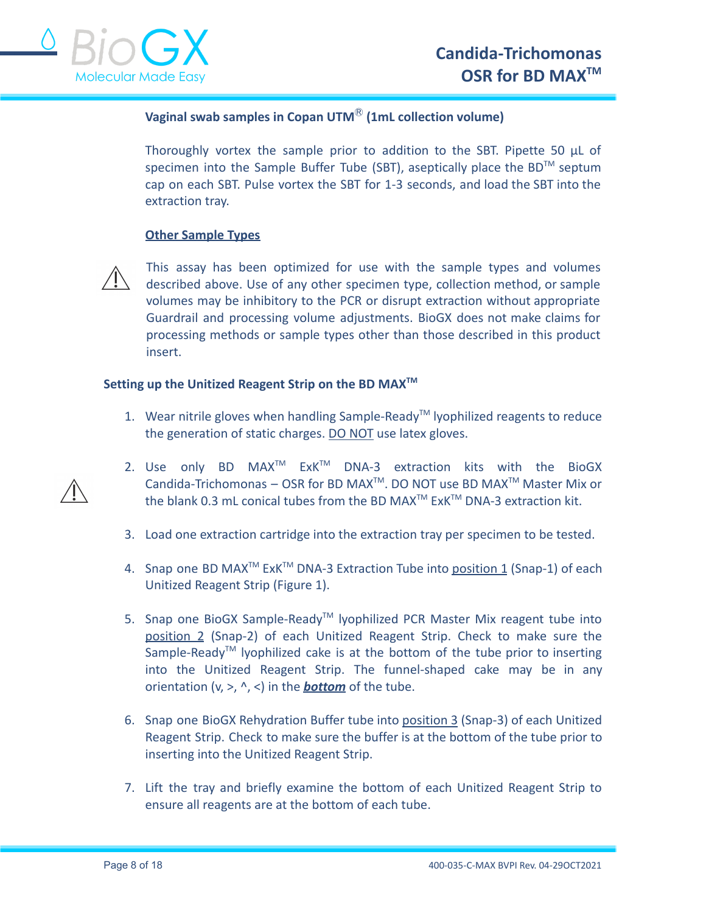### Vaginal swab samples in Copan UTM® (1mL collection volume)

Thoroughly vortex the sample prior to addition to the SBT. Pipette 50 µL of specimen into the Sample Buffer Tube (SBT), aseptically place the BD™ septum cap on each SBT. Pulse vortex the SBT for 1-3 seconds, and load the SBT into the extraction tray.

**Other Sample Types**

⚠ This assay has been optimized for use with the sample types and volumes described above. Use of any other specimen type, collection method, or sample volumes may be inhibitory to the PCR or disrupt extraction without appropriate Guardrail and processing volume adjustments. BioGX does not make claims for processing methods or sample types other than those described in this product insert.

### Setting up the Unitized Reagent Strip on the BD MAX™

1. Wear nitrile gloves when handling Sample-Ready™ lyophilized reagents to reduce the generation of static charges. DO NOT use latex gloves.

2. ⚠ Use only BD MAX™ ExK™ DNA-3 extraction kits with the BioGX Candida-Trichomonas – OSR for BD MAX™. DO NOT use BD MAX™ Master Mix or the blank 0.3 mL conical tubes from the BD MAX™ ExK™ DNA-3 extraction kit.

3. Load one extraction cartridge into the extraction tray per specimen to be tested.

4. Snap one BD MAX™ ExK™ DNA-3 Extraction Tube into position 1 (Snap-1) of each Unitized Reagent Strip (Figure 1).

5. Snap one BioGX Sample-Ready™ lyophilized PCR Master Mix reagent tube into position 2 (Snap-2) of each Unitized Reagent Strip. Check to make sure the Sample-Ready™ lyophilized cake is at the bottom of the tube prior to inserting into the Unitized Reagent Strip. The funnel-shaped cake may be in any orientation (v, >, ^, <) in the ***bottom*** of the tube.

6. Snap one BioGX Rehydration Buffer tube into position 3 (Snap-3) of each Unitized Reagent Strip. Check to make sure the buffer is at the bottom of the tube prior to inserting into the Unitized Reagent Strip.

7. Lift the tray and briefly examine the bottom of each Unitized Reagent Strip to ensure all reagents are at the bottom of each tube.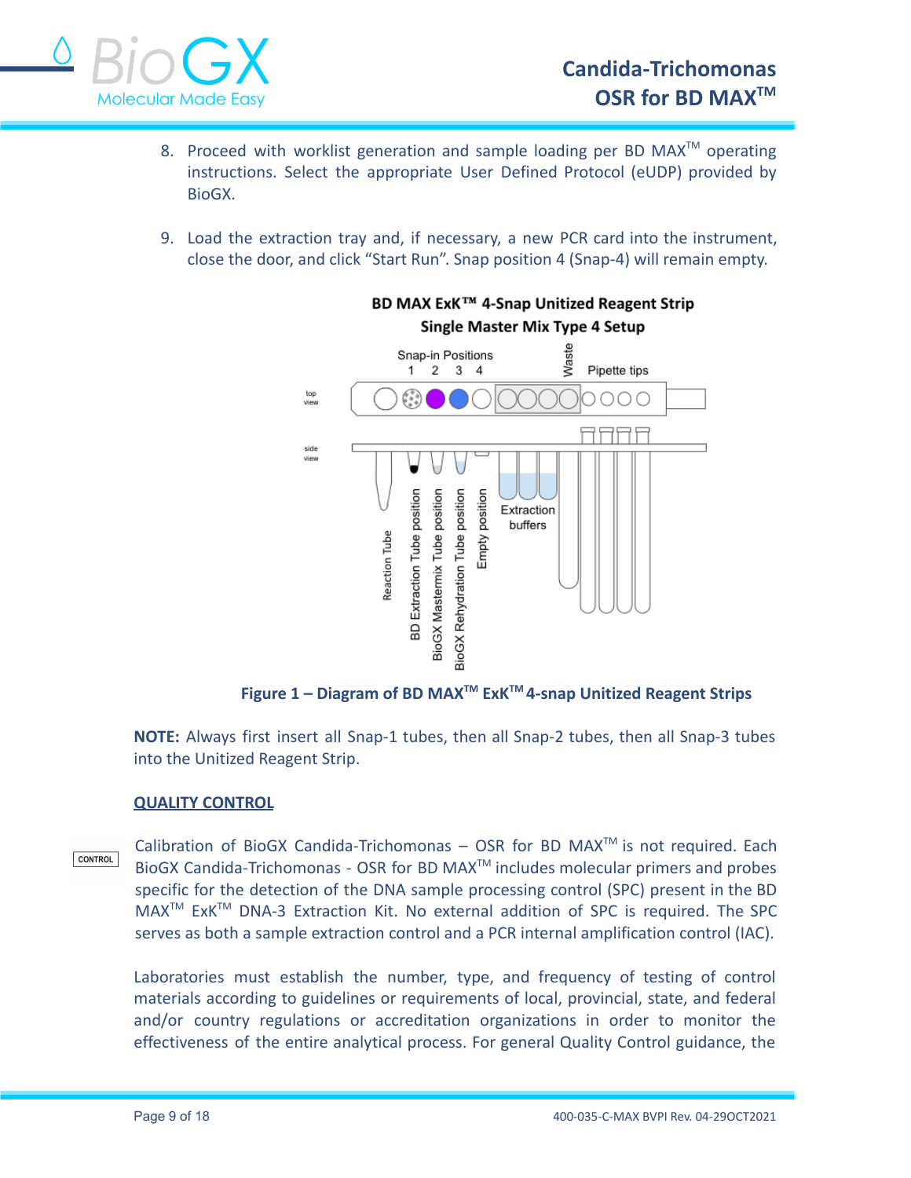8. Proceed with worklist generation and sample loading per BD MAX™ operating instructions. Select the appropriate User Defined Protocol (eUDP) provided by BioGX.

9. Load the extraction tray and, if necessary, a new PCR card into the instrument, close the door, and click "Start Run". Snap position 4 (Snap-4) will remain empty.

**BD MAX ExK™ 4-Snap Unitized Reagent Strip**
**Single Master Mix Type 4 Setup**

Snap-in Positions
1 2 3 4
Waste
Pipette tips
top view
side view
Reaction Tube
BD Extraction Tube position
BioGX Mastermix Tube position
BioGX Rehydration Tube position
Empty position
Extraction buffers

**Figure 1 – Diagram of BD MAX™ ExK™ 4-snap Unitized Reagent Strips**

**NOTE:** Always first insert all Snap-1 tubes, then all Snap-2 tubes, then all Snap-3 tubes into the Unitized Reagent Strip.

## QUALITY CONTROL

CONTROL

Calibration of BioGX Candida-Trichomonas – OSR for BD MAX™ is not required. Each BioGX Candida-Trichomonas - OSR for BD MAX™ includes molecular primers and probes specific for the detection of the DNA sample processing control (SPC) present in the BD MAX™ ExK™ DNA-3 Extraction Kit. No external addition of SPC is required. The SPC serves as both a sample extraction control and a PCR internal amplification control (IAC).

Laboratories must establish the number, type, and frequency of testing of control materials according to guidelines or requirements of local, provincial, state, and federal and/or country regulations or accreditation organizations in order to monitor the effectiveness of the entire analytical process. For general Quality Control guidance, the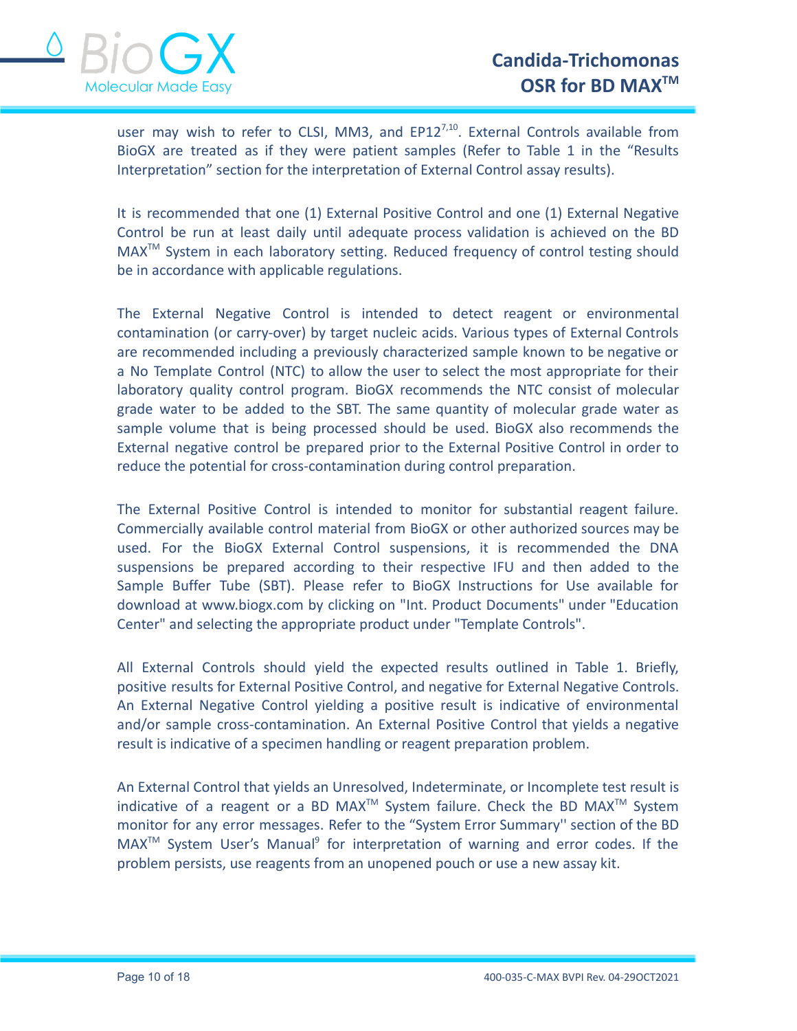user may wish to refer to CLSI, MM3, and EP12[7,10]. External Controls available from BioGX are treated as if they were patient samples (Refer to Table 1 in the "Results Interpretation" section for the interpretation of External Control assay results).

It is recommended that one (1) External Positive Control and one (1) External Negative Control be run at least daily until adequate process validation is achieved on the BD MAX™ System in each laboratory setting. Reduced frequency of control testing should be in accordance with applicable regulations.

The External Negative Control is intended to detect reagent or environmental contamination (or carry-over) by target nucleic acids. Various types of External Controls are recommended including a previously characterized sample known to be negative or a No Template Control (NTC) to allow the user to select the most appropriate for their laboratory quality control program. BioGX recommends the NTC consist of molecular grade water to be added to the SBT. The same quantity of molecular grade water as sample volume that is being processed should be used. BioGX also recommends the External negative control be prepared prior to the External Positive Control in order to reduce the potential for cross-contamination during control preparation.

The External Positive Control is intended to monitor for substantial reagent failure. Commercially available control material from BioGX or other authorized sources may be used. For the BioGX External Control suspensions, it is recommended the DNA suspensions be prepared according to their respective IFU and then added to the Sample Buffer Tube (SBT). Please refer to BioGX Instructions for Use available for download at www.biogx.com by clicking on "Int. Product Documents" under "Education Center" and selecting the appropriate product under "Template Controls".

All External Controls should yield the expected results outlined in Table 1. Briefly, positive results for External Positive Control, and negative for External Negative Controls. An External Negative Control yielding a positive result is indicative of environmental and/or sample cross-contamination. An External Positive Control that yields a negative result is indicative of a specimen handling or reagent preparation problem.

An External Control that yields an Unresolved, Indeterminate, or Incomplete test result is indicative of a reagent or a BD MAX™ System failure. Check the BD MAX™ System monitor for any error messages. Refer to the "System Error Summary'' section of the BD MAX™ System User's Manual[9] for interpretation of warning and error codes. If the problem persists, use reagents from an unopened pouch or use a new assay kit.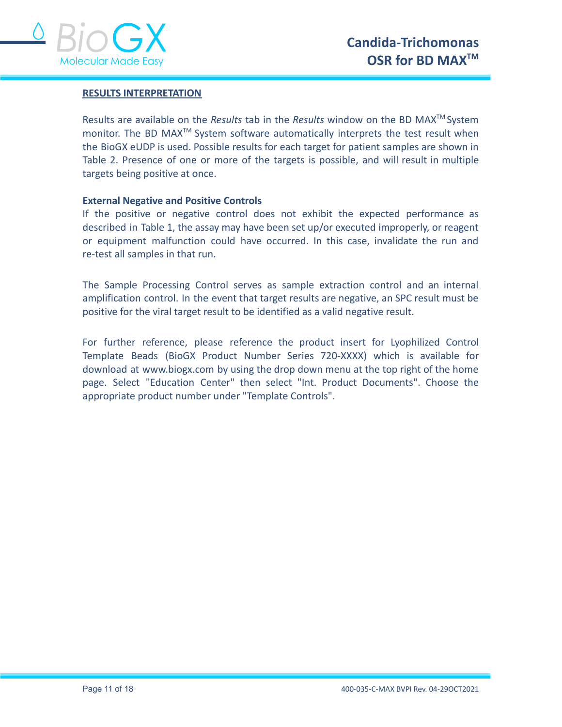## RESULTS INTERPRETATION

Results are available on the *Results* tab in the *Results* window on the BD MAX™ System monitor. The BD MAX™ System software automatically interprets the test result when the BioGX eUDP is used. Possible results for each target for patient samples are shown in Table 2. Presence of one or more of the targets is possible, and will result in multiple targets being positive at once.

**External Negative and Positive Controls**

If the positive or negative control does not exhibit the expected performance as described in Table 1, the assay may have been set up/or executed improperly, or reagent or equipment malfunction could have occurred. In this case, invalidate the run and re-test all samples in that run.

The Sample Processing Control serves as sample extraction control and an internal amplification control. In the event that target results are negative, an SPC result must be positive for the viral target result to be identified as a valid negative result.

For further reference, please reference the product insert for Lyophilized Control Template Beads (BioGX Product Number Series 720-XXXX) which is available for download at www.biogx.com by using the drop down menu at the top right of the home page. Select "Education Center" then select "Int. Product Documents". Choose the appropriate product number under "Template Controls".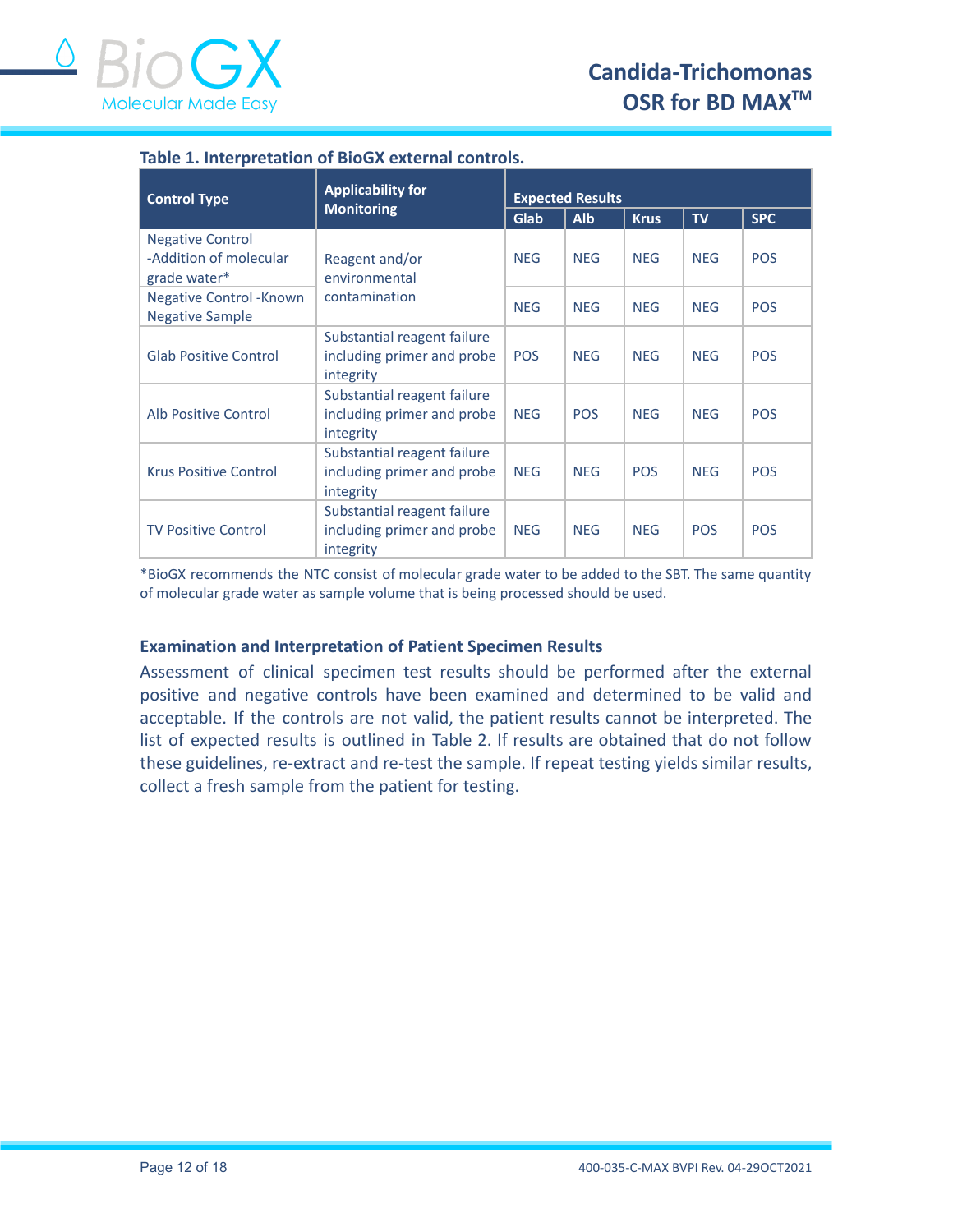**Table 1. Interpretation of BioGX external controls.**

| Control Type | Applicability for Monitoring | Expected Results | | | | |
|---|---|---|---|---|---|---|
| | | Glab | Alb | Krus | TV | SPC |
| Negative Control -Addition of molecular grade water* | Reagent and/or environmental contamination | NEG | NEG | NEG | NEG | POS |
| Negative Control -Known Negative Sample | Reagent and/or environmental contamination | NEG | NEG | NEG | NEG | POS |
| Glab Positive Control | Substantial reagent failure including primer and probe integrity | POS | NEG | NEG | NEG | POS |
| Alb Positive Control | Substantial reagent failure including primer and probe integrity | NEG | POS | NEG | NEG | POS |
| Krus Positive Control | Substantial reagent failure including primer and probe integrity | NEG | NEG | POS | NEG | POS |
| TV Positive Control | Substantial reagent failure including primer and probe integrity | NEG | NEG | NEG | POS | POS |

*BioGX recommends the NTC consist of molecular grade water to be added to the SBT. The same quantity of molecular grade water as sample volume that is being processed should be used.

### Examination and Interpretation of Patient Specimen Results

Assessment of clinical specimen test results should be performed after the external positive and negative controls have been examined and determined to be valid and acceptable. If the controls are not valid, the patient results cannot be interpreted. The list of expected results is outlined in Table 2. If results are obtained that do not follow these guidelines, re-extract and re-test the sample. If repeat testing yields similar results, collect a fresh sample from the patient for testing.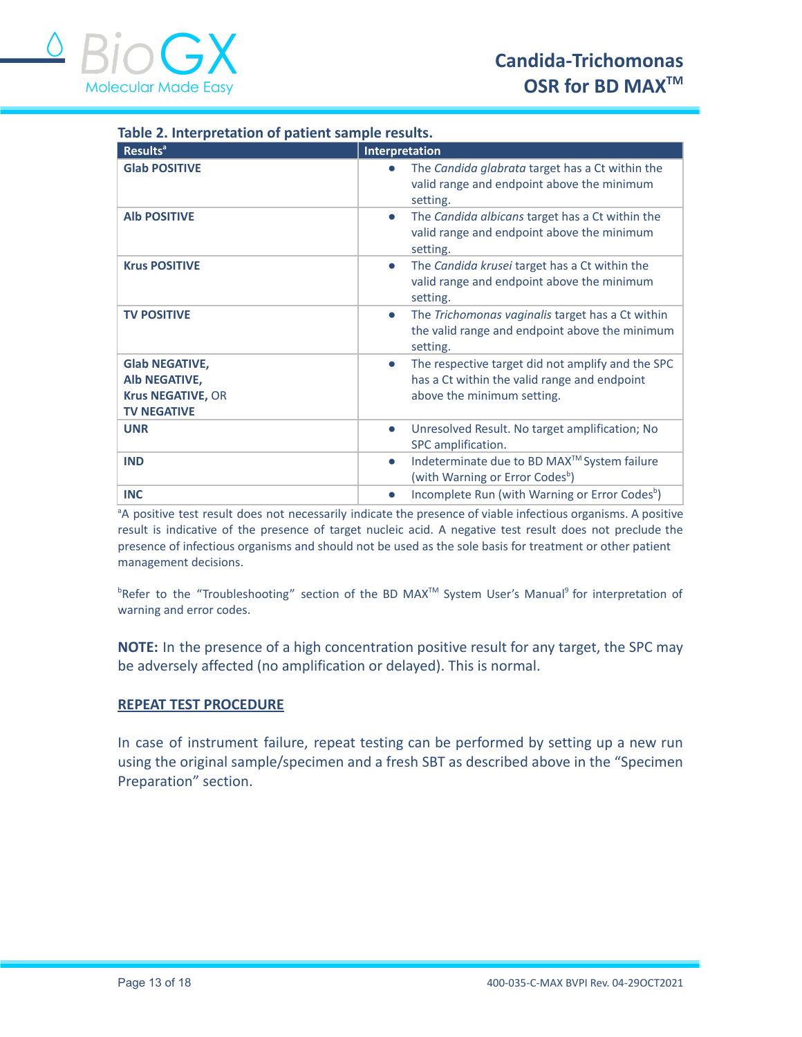**Table 2. Interpretation of patient sample results.**

| Results[a] | Interpretation |
|---|---|
| **Glab POSITIVE** | • The *Candida glabrata* target has a Ct within the valid range and endpoint above the minimum setting. |
| **Alb POSITIVE** | • The *Candida albicans* target has a Ct within the valid range and endpoint above the minimum setting. |
| **Krus POSITIVE** | • The *Candida krusei* target has a Ct within the valid range and endpoint above the minimum setting. |
| **TV POSITIVE** | • The *Trichomonas vaginalis* target has a Ct within the valid range and endpoint above the minimum setting. |
| **Glab NEGATIVE, Alb NEGATIVE, Krus NEGATIVE,** OR **TV NEGATIVE** | • The respective target did not amplify and the SPC has a Ct within the valid range and endpoint above the minimum setting. |
| **UNR** | • Unresolved Result. No target amplification; No SPC amplification. |
| **IND** | • Indeterminate due to BD MAX™ System failure (with Warning or Error Codes[b]) |
| **INC** | • Incomplete Run (with Warning or Error Codes[b]) |

[a]A positive test result does not necessarily indicate the presence of viable infectious organisms. A positive result is indicative of the presence of target nucleic acid. A negative test result does not preclude the presence of infectious organisms and should not be used as the sole basis for treatment or other patient management decisions.

[b]Refer to the "Troubleshooting" section of the BD MAX™ System User's Manual[9] for interpretation of warning and error codes.

**NOTE:** In the presence of a high concentration positive result for any target, the SPC may be adversely affected (no amplification or delayed). This is normal.

## REPEAT TEST PROCEDURE

In case of instrument failure, repeat testing can be performed by setting up a new run using the original sample/specimen and a fresh SBT as described above in the "Specimen Preparation" section.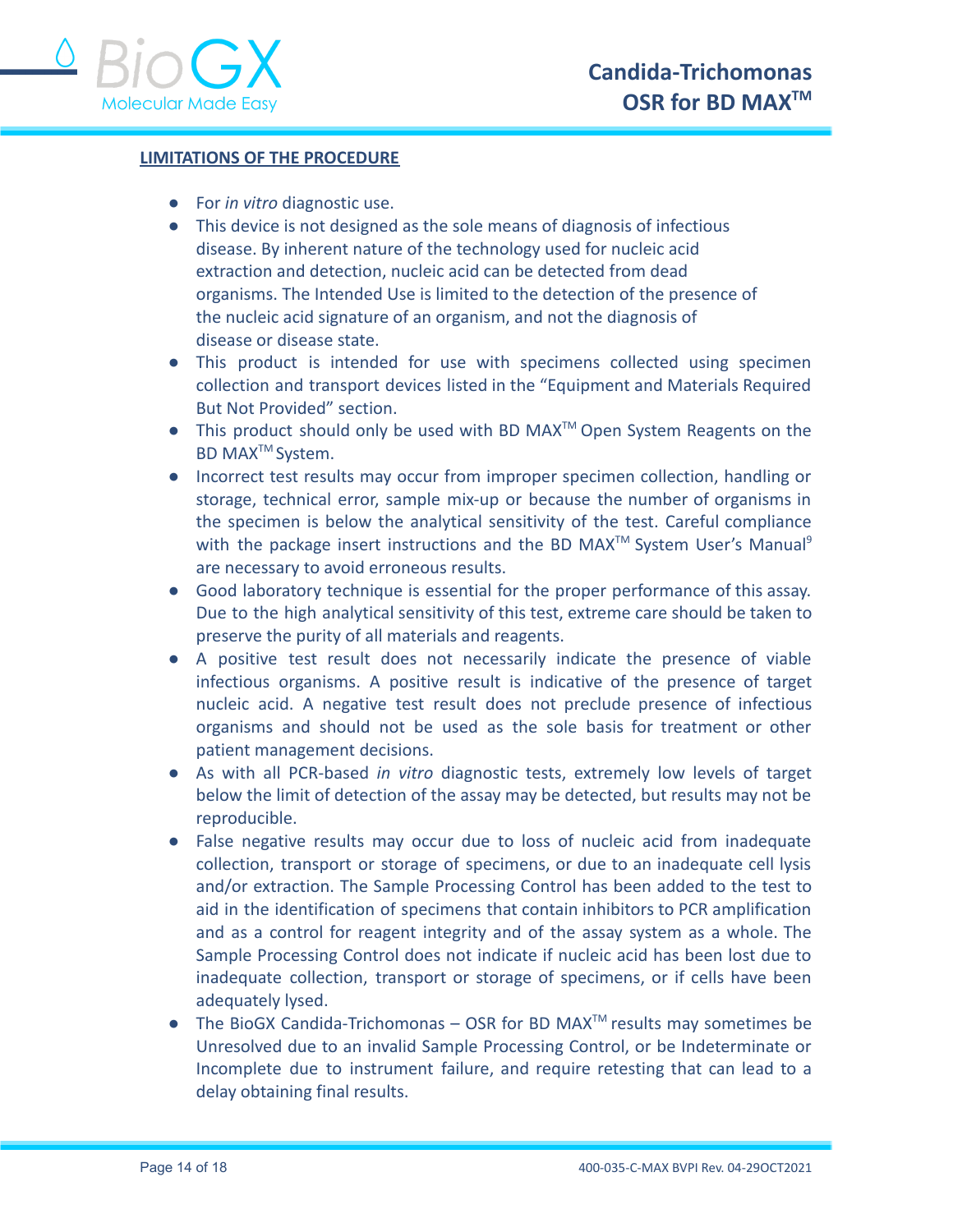## LIMITATIONS OF THE PROCEDURE

- For *in vitro* diagnostic use.
- This device is not designed as the sole means of diagnosis of infectious disease. By inherent nature of the technology used for nucleic acid extraction and detection, nucleic acid can be detected from dead organisms. The Intended Use is limited to the detection of the presence of the nucleic acid signature of an organism, and not the diagnosis of disease or disease state.
- This product is intended for use with specimens collected using specimen collection and transport devices listed in the "Equipment and Materials Required But Not Provided" section.
- This product should only be used with BD MAX™ Open System Reagents on the BD MAX™ System.
- Incorrect test results may occur from improper specimen collection, handling or storage, technical error, sample mix-up or because the number of organisms in the specimen is below the analytical sensitivity of the test. Careful compliance with the package insert instructions and the BD MAX™ System User's Manual[9] are necessary to avoid erroneous results.
- Good laboratory technique is essential for the proper performance of this assay. Due to the high analytical sensitivity of this test, extreme care should be taken to preserve the purity of all materials and reagents.
- A positive test result does not necessarily indicate the presence of viable infectious organisms. A positive result is indicative of the presence of target nucleic acid. A negative test result does not preclude presence of infectious organisms and should not be used as the sole basis for treatment or other patient management decisions.
- As with all PCR-based *in vitro* diagnostic tests, extremely low levels of target below the limit of detection of the assay may be detected, but results may not be reproducible.
- False negative results may occur due to loss of nucleic acid from inadequate collection, transport or storage of specimens, or due to an inadequate cell lysis and/or extraction. The Sample Processing Control has been added to the test to aid in the identification of specimens that contain inhibitors to PCR amplification and as a control for reagent integrity and of the assay system as a whole. The Sample Processing Control does not indicate if nucleic acid has been lost due to inadequate collection, transport or storage of specimens, or if cells have been adequately lysed.
- The BioGX Candida-Trichomonas – OSR for BD MAX™ results may sometimes be Unresolved due to an invalid Sample Processing Control, or be Indeterminate or Incomplete due to instrument failure, and require retesting that can lead to a delay obtaining final results.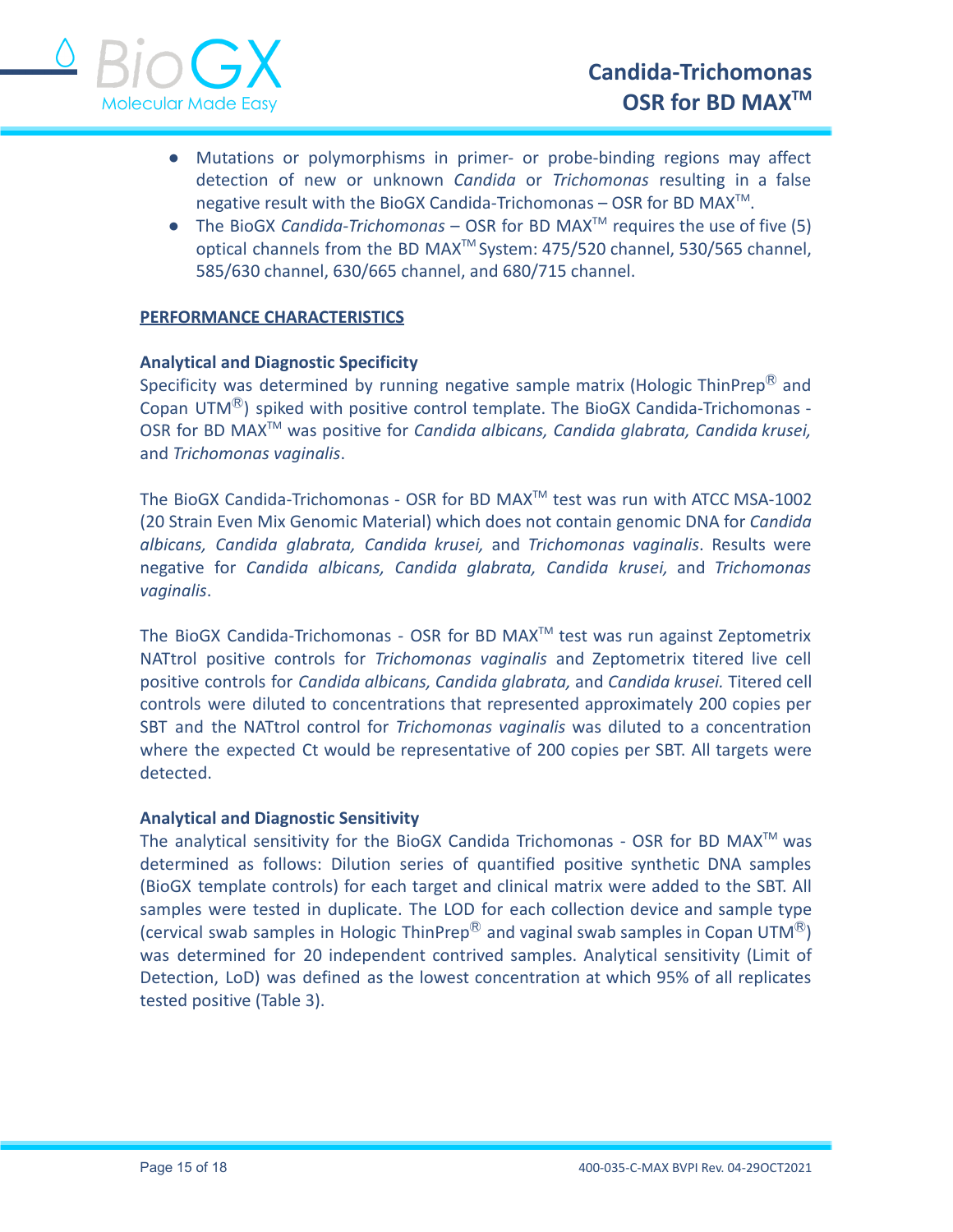- Mutations or polymorphisms in primer- or probe-binding regions may affect detection of new or unknown *Candida* or *Trichomonas* resulting in a false negative result with the BioGX Candida-Trichomonas – OSR for BD MAX™.
- The BioGX *Candida-Trichomonas* – OSR for BD MAX™ requires the use of five (5) optical channels from the BD MAX™ System: 475/520 channel, 530/565 channel, 585/630 channel, 630/665 channel, and 680/715 channel.

## PERFORMANCE CHARACTERISTICS

### Analytical and Diagnostic Specificity

Specificity was determined by running negative sample matrix (Hologic ThinPrep® and Copan UTM®) spiked with positive control template. The BioGX Candida-Trichomonas - OSR for BD MAX™ was positive for *Candida albicans, Candida glabrata, Candida krusei,* and *Trichomonas vaginalis*.

The BioGX Candida-Trichomonas - OSR for BD MAX™ test was run with ATCC MSA-1002 (20 Strain Even Mix Genomic Material) which does not contain genomic DNA for *Candida albicans, Candida glabrata, Candida krusei,* and *Trichomonas vaginalis*. Results were negative for *Candida albicans, Candida glabrata, Candida krusei,* and *Trichomonas vaginalis*.

The BioGX Candida-Trichomonas - OSR for BD MAX™ test was run against Zeptometrix NATtrol positive controls for *Trichomonas vaginalis* and Zeptometrix titered live cell positive controls for *Candida albicans, Candida glabrata,* and *Candida krusei.* Titered cell controls were diluted to concentrations that represented approximately 200 copies per SBT and the NATtrol control for *Trichomonas vaginalis* was diluted to a concentration where the expected Ct would be representative of 200 copies per SBT. All targets were detected.

### Analytical and Diagnostic Sensitivity

The analytical sensitivity for the BioGX Candida Trichomonas - OSR for BD MAX™ was determined as follows: Dilution series of quantified positive synthetic DNA samples (BioGX template controls) for each target and clinical matrix were added to the SBT. All samples were tested in duplicate. The LOD for each collection device and sample type (cervical swab samples in Hologic ThinPrep® and vaginal swab samples in Copan UTM®) was determined for 20 independent contrived samples. Analytical sensitivity (Limit of Detection, LoD) was defined as the lowest concentration at which 95% of all replicates tested positive (Table 3).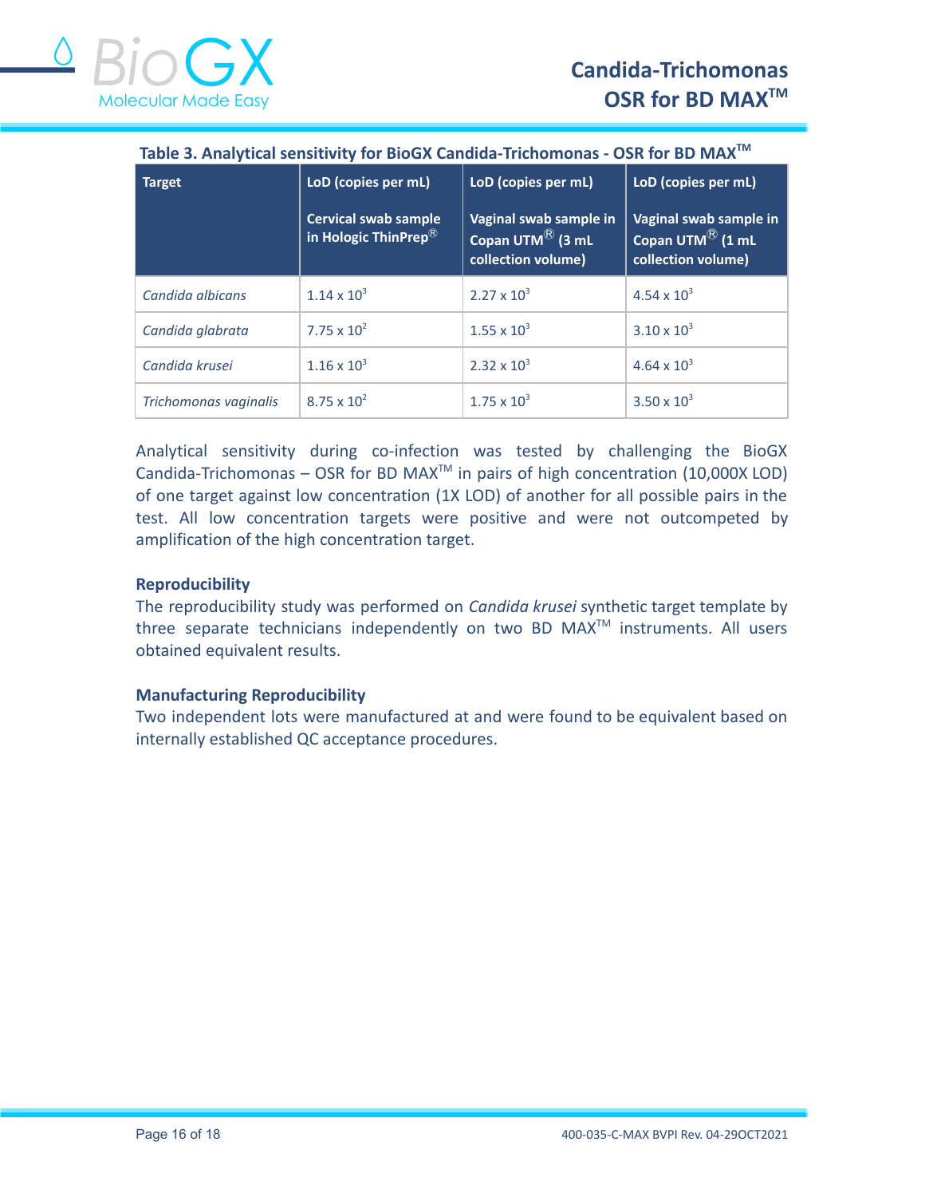**Table 3. Analytical sensitivity for BioGX Candida-Trichomonas - OSR for BD MAX™**

| Target | LoD (copies per mL)<br><br>Cervical swab sample in Hologic ThinPrep® | LoD (copies per mL)<br><br>Vaginal swab sample in Copan UTM® (3 mL collection volume) | LoD (copies per mL)<br><br>Vaginal swab sample in Copan UTM® (1 mL collection volume) |
|---|---|---|---|
| *Candida albicans* | $1.14 \times 10^3$ | $2.27 \times 10^3$ | $4.54 \times 10^3$ |
| *Candida glabrata* | $7.75 \times 10^2$ | $1.55 \times 10^3$ | $3.10 \times 10^3$ |
| *Candida krusei* | $1.16 \times 10^3$ | $2.32 \times 10^3$ | $4.64 \times 10^3$ |
| *Trichomonas vaginalis* | $8.75 \times 10^2$ | $1.75 \times 10^3$ | $3.50 \times 10^3$ |

Analytical sensitivity during co-infection was tested by challenging the BioGX Candida-Trichomonas – OSR for BD MAX™ in pairs of high concentration (10,000X LOD) of one target against low concentration (1X LOD) of another for all possible pairs in the test. All low concentration targets were positive and were not outcompeted by amplification of the high concentration target.

### Reproducibility

The reproducibility study was performed on *Candida krusei* synthetic target template by three separate technicians independently on two BD MAX™ instruments. All users obtained equivalent results.

### Manufacturing Reproducibility

Two independent lots were manufactured at and were found to be equivalent based on internally established QC acceptance procedures.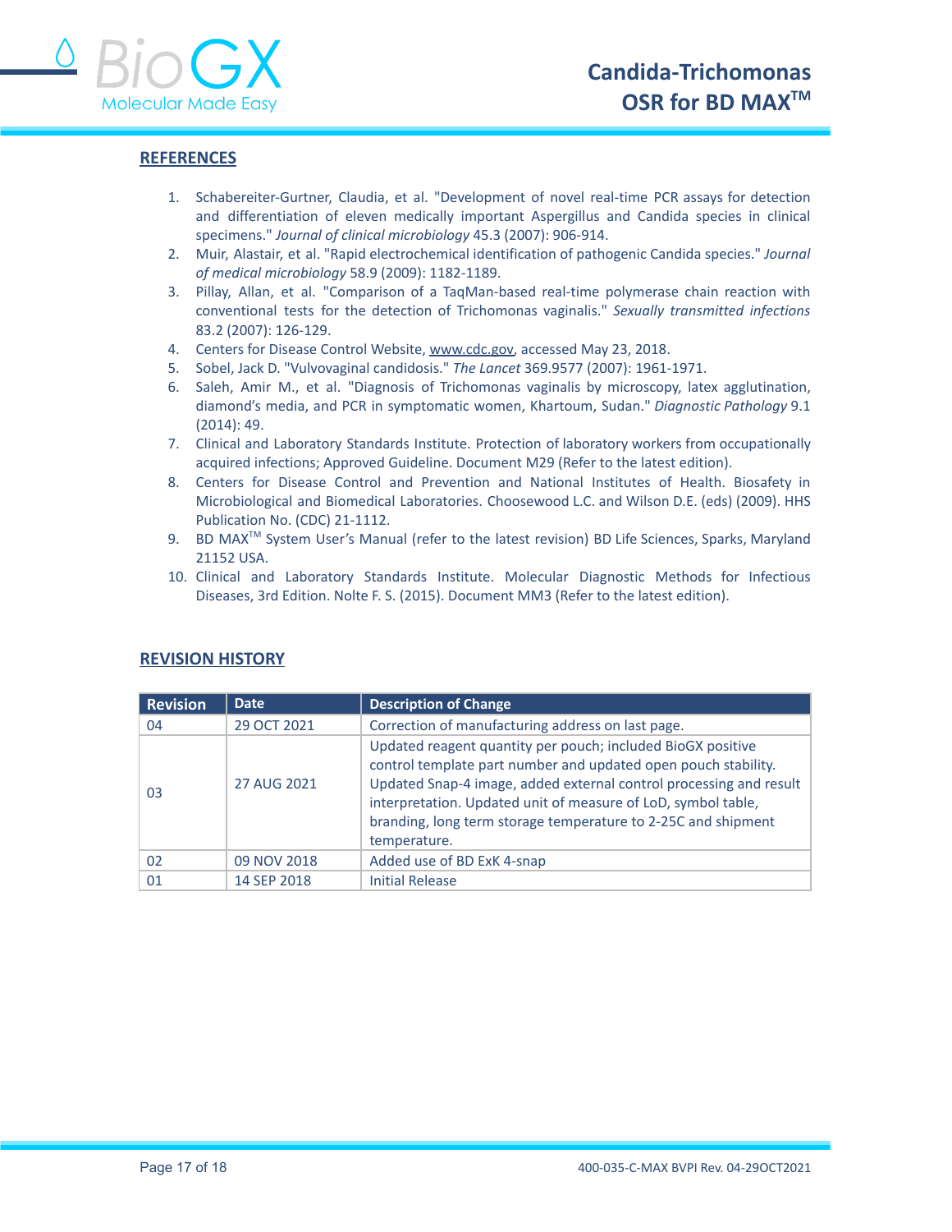## REFERENCES

1. Schabereiter-Gurtner, Claudia, et al. "Development of novel real-time PCR assays for detection and differentiation of eleven medically important Aspergillus and Candida species in clinical specimens." *Journal of clinical microbiology* 45.3 (2007): 906-914.
2. Muir, Alastair, et al. "Rapid electrochemical identification of pathogenic Candida species." *Journal of medical microbiology* 58.9 (2009): 1182-1189.
3. Pillay, Allan, et al. "Comparison of a TaqMan-based real-time polymerase chain reaction with conventional tests for the detection of Trichomonas vaginalis." *Sexually transmitted infections* 83.2 (2007): 126-129.
4. Centers for Disease Control Website, www.cdc.gov, accessed May 23, 2018.
5. Sobel, Jack D. "Vulvovaginal candidosis." *The Lancet* 369.9577 (2007): 1961-1971.
6. Saleh, Amir M., et al. "Diagnosis of Trichomonas vaginalis by microscopy, latex agglutination, diamond's media, and PCR in symptomatic women, Khartoum, Sudan." *Diagnostic Pathology* 9.1 (2014): 49.
7. Clinical and Laboratory Standards Institute. Protection of laboratory workers from occupationally acquired infections; Approved Guideline. Document M29 (Refer to the latest edition).
8. Centers for Disease Control and Prevention and National Institutes of Health. Biosafety in Microbiological and Biomedical Laboratories. Choosewood L.C. and Wilson D.E. (eds) (2009). HHS Publication No. (CDC) 21-1112.
9. BD MAX™ System User's Manual (refer to the latest revision) BD Life Sciences, Sparks, Maryland 21152 USA.
10. Clinical and Laboratory Standards Institute. Molecular Diagnostic Methods for Infectious Diseases, 3rd Edition. Nolte F. S. (2015). Document MM3 (Refer to the latest edition).

## REVISION HISTORY

| Revision | Date | Description of Change |
|---|---|---|
| 04 | 29 OCT 2021 | Correction of manufacturing address on last page. |
| 03 | 27 AUG 2021 | Updated reagent quantity per pouch; included BioGX positive control template part number and updated open pouch stability. Updated Snap-4 image, added external control processing and result interpretation. Updated unit of measure of LoD, symbol table, branding, long term storage temperature to 2-25C and shipment temperature. |
| 02 | 09 NOV 2018 | Added use of BD ExK 4-snap |
| 01 | 14 SEP 2018 | Initial Release |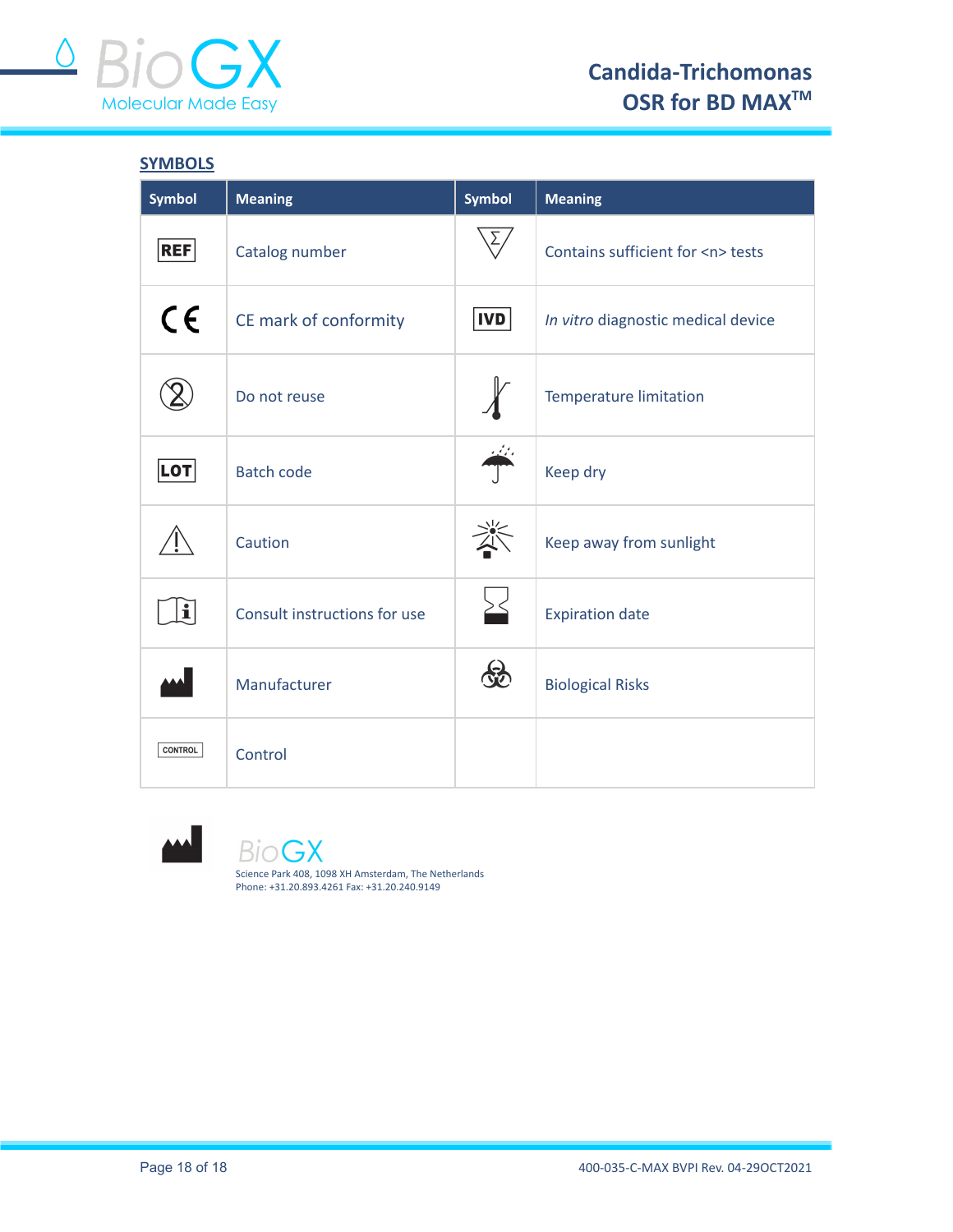## SYMBOLS

| Symbol | Meaning | Symbol | Meaning |
|---|---|---|---|
| REF | Catalog number | Σ | Contains sufficient for <n> tests |
| CE | CE mark of conformity | IVD | *In vitro* diagnostic medical device |
| | Do not reuse | | Temperature limitation |
| LOT | Batch code | | Keep dry |
| | Caution | | Keep away from sunlight |
| | Consult instructions for use | | Expiration date |
| | Manufacturer | | Biological Risks |
| CONTROL | Control | | |

BioGX
Science Park 408, 1098 XH Amsterdam, The Netherlands
Phone: +31.20.893.4261 Fax: +31.20.240.9149